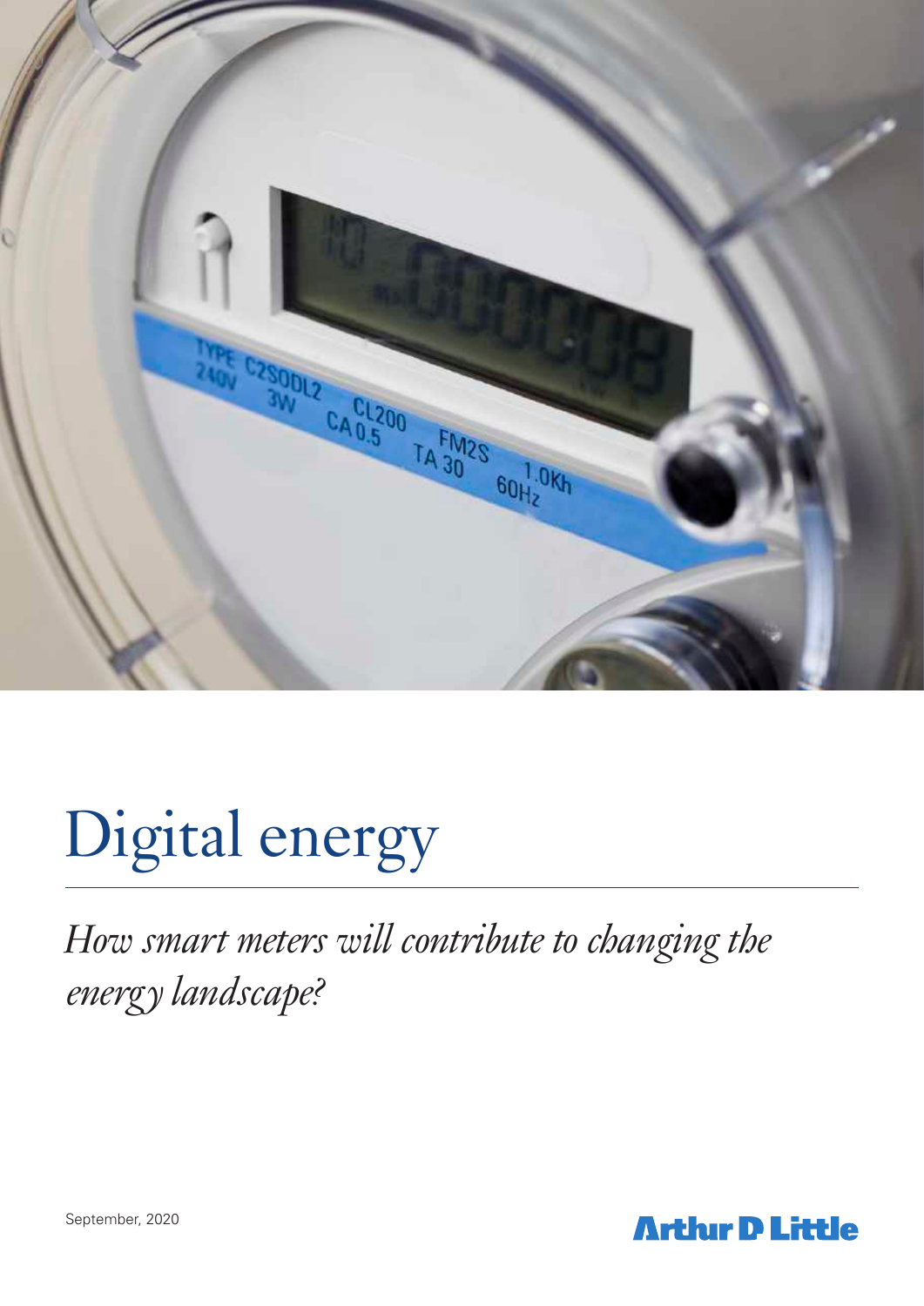# Digital energy

*How smart meters will contribute to changing the energy landscape?*

September, 2020

Arthur D Little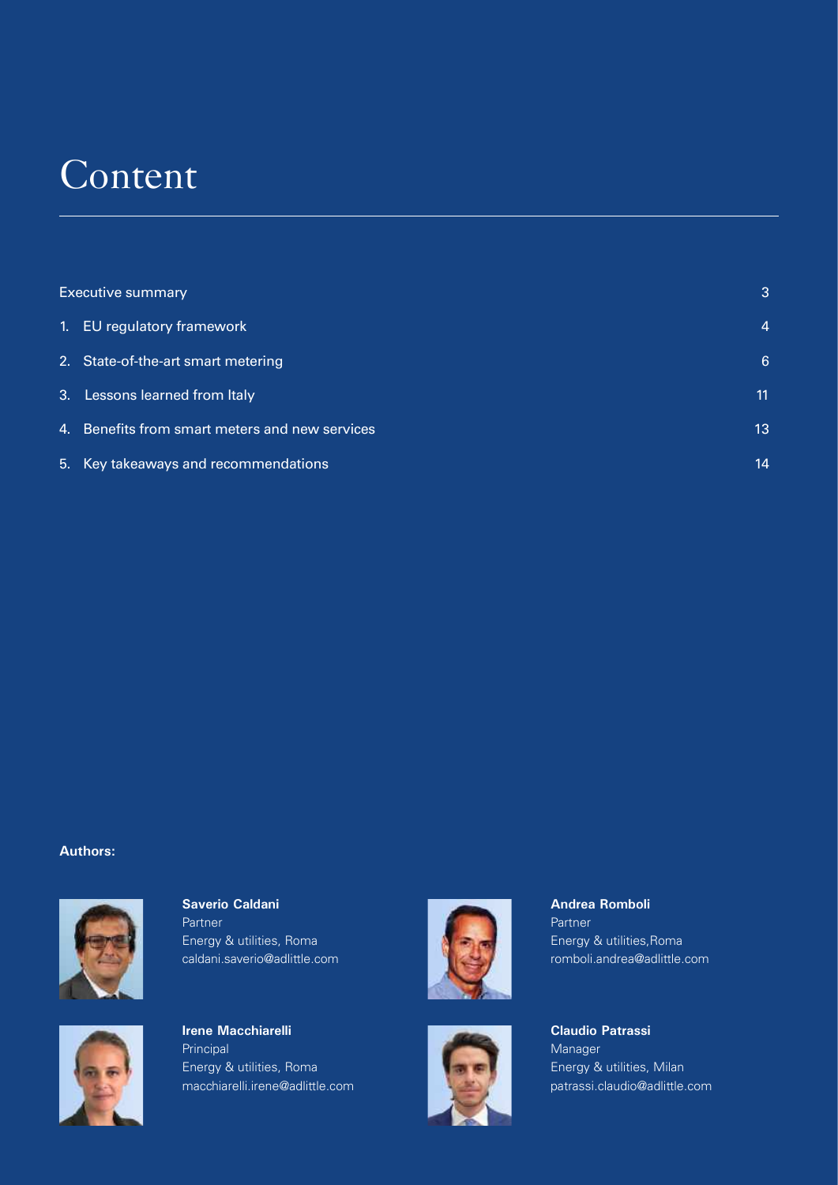# Content

| | |
|---|---|
| Executive summary | 3 |
| 1. EU regulatory framework | 4 |
| 2. State-of-the-art smart metering | 6 |
| 3. Lessons learned from Italy | 11 |
| 4. Benefits from smart meters and new services | 13 |
| 5. Key takeaways and recommendations | 14 |

**Authors:**

**Saverio Caldani**
Partner
Energy & utilities, Roma
caldani.saverio@adlittle.com

**Andrea Romboli**
Partner
Energy & utilities,Roma
romboli.andrea@adlittle.com

**Irene Macchiarelli**
Principal
Energy & utilities, Roma
macchiarelli.irene@adlittle.com

**Claudio Patrassi**
Manager
Energy & utilities, Milan
patrassi.claudio@adlittle.com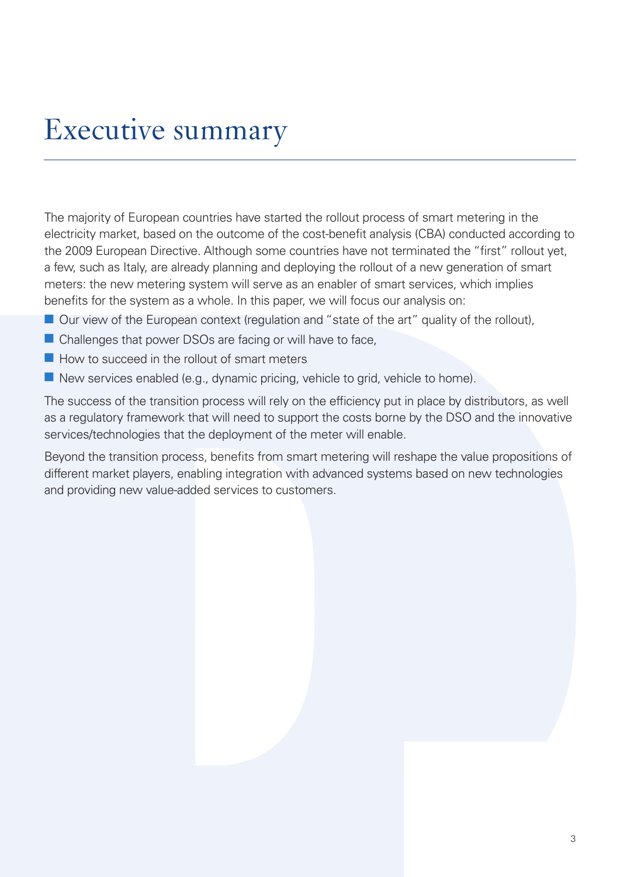# Executive summary

The majority of European countries have started the rollout process of smart metering in the electricity market, based on the outcome of the cost-benefit analysis (CBA) conducted according to the 2009 European Directive. Although some countries have not terminated the "first" rollout yet, a few, such as Italy, are already planning and deploying the rollout of a new generation of smart meters: the new metering system will serve as an enabler of smart services, which implies benefits for the system as a whole. In this paper, we will focus our analysis on:

- Our view of the European context (regulation and "state of the art" quality of the rollout),
- Challenges that power DSOs are facing or will have to face,
- How to succeed in the rollout of smart meters
- New services enabled (e.g., dynamic pricing, vehicle to grid, vehicle to home).

The success of the transition process will rely on the efficiency put in place by distributors, as well as a regulatory framework that will need to support the costs borne by the DSO and the innovative services/technologies that the deployment of the meter will enable.

Beyond the transition process, benefits from smart metering will reshape the value propositions of different market players, enabling integration with advanced systems based on new technologies and providing new value-added services to customers.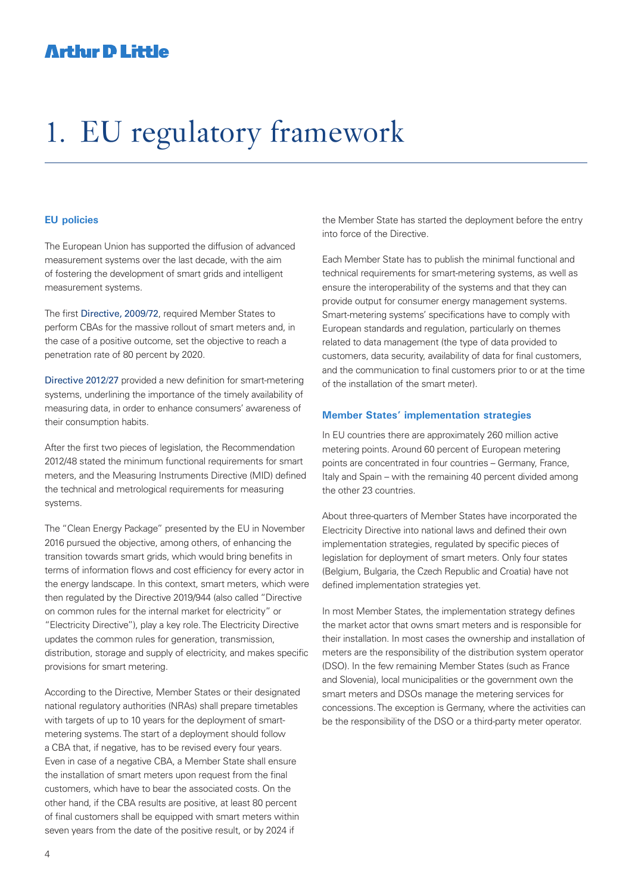# 1. EU regulatory framework

## EU policies

The European Union has supported the diffusion of advanced measurement systems over the last decade, with the aim of fostering the development of smart grids and intelligent measurement systems.

The first Directive, 2009/72, required Member States to perform CBAs for the massive rollout of smart meters and, in the case of a positive outcome, set the objective to reach a penetration rate of 80 percent by 2020.

Directive 2012/27 provided a new definition for smart-metering systems, underlining the importance of the timely availability of measuring data, in order to enhance consumers' awareness of their consumption habits.

After the first two pieces of legislation, the Recommendation 2012/48 stated the minimum functional requirements for smart meters, and the Measuring Instruments Directive (MID) defined the technical and metrological requirements for measuring systems.

The "Clean Energy Package" presented by the EU in November 2016 pursued the objective, among others, of enhancing the transition towards smart grids, which would bring benefits in terms of information flows and cost efficiency for every actor in the energy landscape. In this context, smart meters, which were then regulated by the Directive 2019/944 (also called "Directive on common rules for the internal market for electricity" or "Electricity Directive"), play a key role. The Electricity Directive updates the common rules for generation, transmission, distribution, storage and supply of electricity, and makes specific provisions for smart metering.

According to the Directive, Member States or their designated national regulatory authorities (NRAs) shall prepare timetables with targets of up to 10 years for the deployment of smart-metering systems. The start of a deployment should follow a CBA that, if negative, has to be revised every four years. Even in case of a negative CBA, a Member State shall ensure the installation of smart meters upon request from the final customers, which have to bear the associated costs. On the other hand, if the CBA results are positive, at least 80 percent of final customers shall be equipped with smart meters within seven years from the date of the positive result, or by 2024 if the Member State has started the deployment before the entry into force of the Directive.

Each Member State has to publish the minimal functional and technical requirements for smart-metering systems, as well as ensure the interoperability of the systems and that they can provide output for consumer energy management systems. Smart-metering systems' specifications have to comply with European standards and regulation, particularly on themes related to data management (the type of data provided to customers, data security, availability of data for final customers, and the communication to final customers prior to or at the time of the installation of the smart meter).

## Member States' implementation strategies

In EU countries there are approximately 260 million active metering points. Around 60 percent of European metering points are concentrated in four countries – Germany, France, Italy and Spain – with the remaining 40 percent divided among the other 23 countries.

About three-quarters of Member States have incorporated the Electricity Directive into national laws and defined their own implementation strategies, regulated by specific pieces of legislation for deployment of smart meters. Only four states (Belgium, Bulgaria, the Czech Republic and Croatia) have not defined implementation strategies yet.

In most Member States, the implementation strategy defines the market actor that owns smart meters and is responsible for their installation. In most cases the ownership and installation of meters are the responsibility of the distribution system operator (DSO). In the few remaining Member States (such as France and Slovenia), local municipalities or the government own the smart meters and DSOs manage the metering services for concessions. The exception is Germany, where the activities can be the responsibility of the DSO or a third-party meter operator.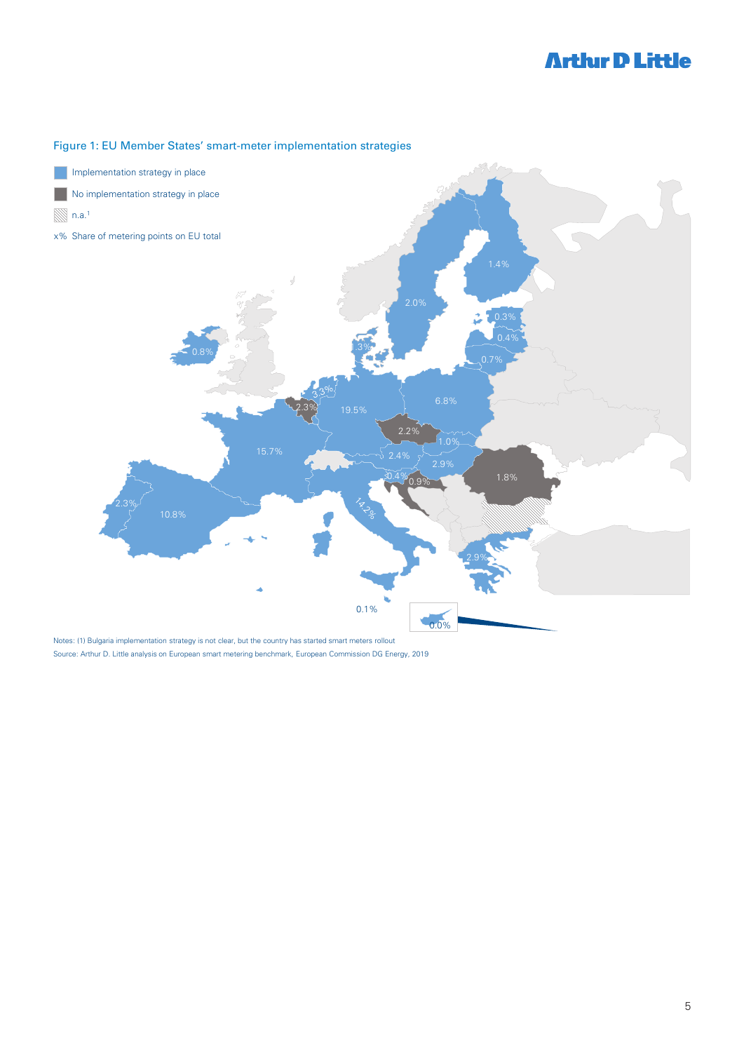Figure 1: EU Member States' smart-meter implementation strategies

Implementation strategy in place

No implementation strategy in place

n.a.[1]

x% Share of metering points on EU total

1.4%

2.0%

0.3%

0.4%

0.7%

0.8%

.3%

3.3%

2.3%

19.5%

6.8%

2.2%

1.0%

15.7%

2.4%

2.9%

1.8%

0.4%

0.9%

2.3%

10.8%

14.2%

2.9%

0.1%

0.0%

Notes: (1) Bulgaria implementation strategy is not clear, but the country has started smart meters rollout

Source: Arthur D. Little analysis on European smart metering benchmark, European Commission DG Energy, 2019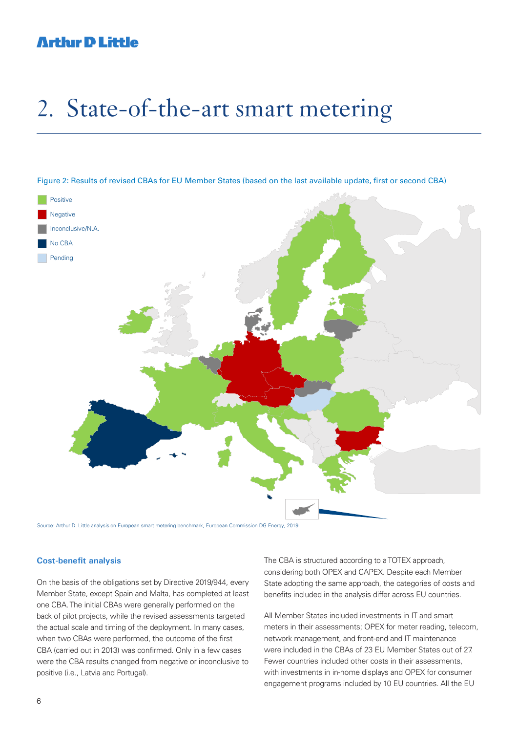# 2. State-of-the-art smart metering

Figure 2: Results of revised CBAs for EU Member States (based on the last available update, first or second CBA)

- Positive
- Negative
- Inconclusive/N.A.
- No CBA
- Pending

Source: Arthur D. Little analysis on European smart metering benchmark, European Commission DG Energy, 2019

### Cost-benefit analysis

On the basis of the obligations set by Directive 2019/944, every Member State, except Spain and Malta, has completed at least one CBA. The initial CBAs were generally performed on the back of pilot projects, while the revised assessments targeted the actual scale and timing of the deployment. In many cases, when two CBAs were performed, the outcome of the first CBA (carried out in 2013) was confirmed. Only in a few cases were the CBA results changed from negative or inconclusive to positive (i.e., Latvia and Portugal).

The CBA is structured according to a TOTEX approach, considering both OPEX and CAPEX. Despite each Member State adopting the same approach, the categories of costs and benefits included in the analysis differ across EU countries.

All Member States included investments in IT and smart meters in their assessments; OPEX for meter reading, telecom, network management, and front-end and IT maintenance were included in the CBAs of 23 EU Member States out of 27. Fewer countries included other costs in their assessments, with investments in in-home displays and OPEX for consumer engagement programs included by 10 EU countries. All the EU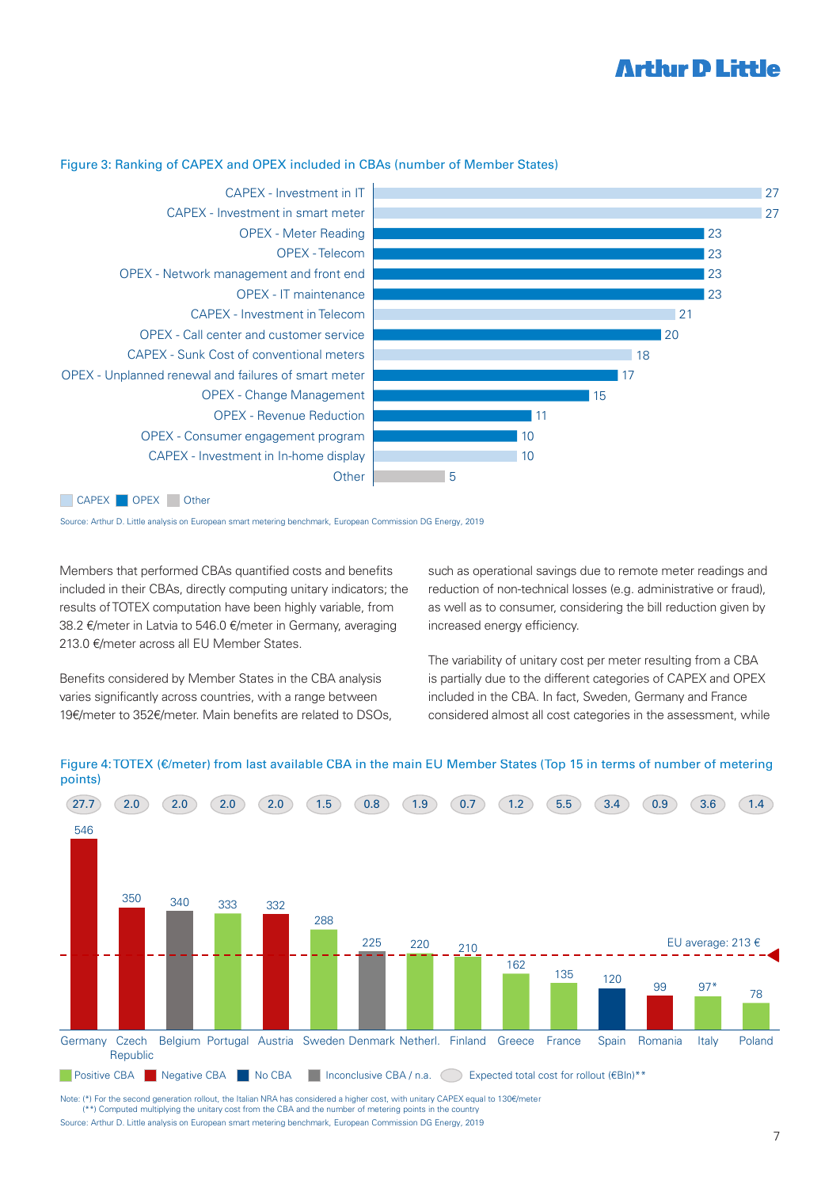Figure 3: Ranking of CAPEX and OPEX included in CBAs (number of Member States)

CAPEX - Investment in IT 27
CAPEX - Investment in smart meter 27
OPEX - Meter Reading 23
OPEX - Telecom 23
OPEX - Network management and front end 23
OPEX - IT maintenance 23
CAPEX - Investment in Telecom 21
OPEX - Call center and customer service 20
CAPEX - Sunk Cost of conventional meters 18
OPEX - Unplanned renewal and failures of smart meter 17
OPEX - Change Management 15
OPEX - Revenue Reduction 11
OPEX - Consumer engagement program 10
CAPEX - Investment in In-home display 10
Other 5

CAPEX OPEX Other

Source: Arthur D. Little analysis on European smart metering benchmark, European Commission DG Energy, 2019

Members that performed CBAs quantified costs and benefits included in their CBAs, directly computing unitary indicators; the results of TOTEX computation have been highly variable, from 38.2 €/meter in Latvia to 546.0 €/meter in Germany, averaging 213.0 €/meter across all EU Member States.

Benefits considered by Member States in the CBA analysis varies significantly across countries, with a range between 19€/meter to 352€/meter. Main benefits are related to DSOs, such as operational savings due to remote meter readings and reduction of non-technical losses (e.g. administrative or fraud), as well as to consumer, considering the bill reduction given by increased energy efficiency.

The variability of unitary cost per meter resulting from a CBA is partially due to the different categories of CAPEX and OPEX included in the CBA. In fact, Sweden, Germany and France considered almost all cost categories in the assessment, while

Figure 4: TOTEX (€/meter) from last available CBA in the main EU Member States (Top 15 in terms of number of metering points)

27.7 2.0 2.0 2.0 2.0 1.5 0.8 1.9 0.7 1.2 5.5 3.4 0.9 3.6 1.4

546 350 340 333 332 288 225 220 210 162 135 120 99 97* 78

EU average: 213 €

Germany Czech Republic Belgium Portugal Austria Sweden Denmark Netherl. Finland Greece France Spain Romania Italy Poland

Positive CBA Negative CBA No CBA Inconclusive CBA / n.a. Expected total cost for rollout (€Bln)**

Note: (*) For the second generation rollout, the Italian NRA has considered a higher cost, with unitary CAPEX equal to 130€/meter
(**) Computed multiplying the unitary cost from the CBA and the number of metering points in the country

Source: Arthur D. Little analysis on European smart metering benchmark, European Commission DG Energy, 2019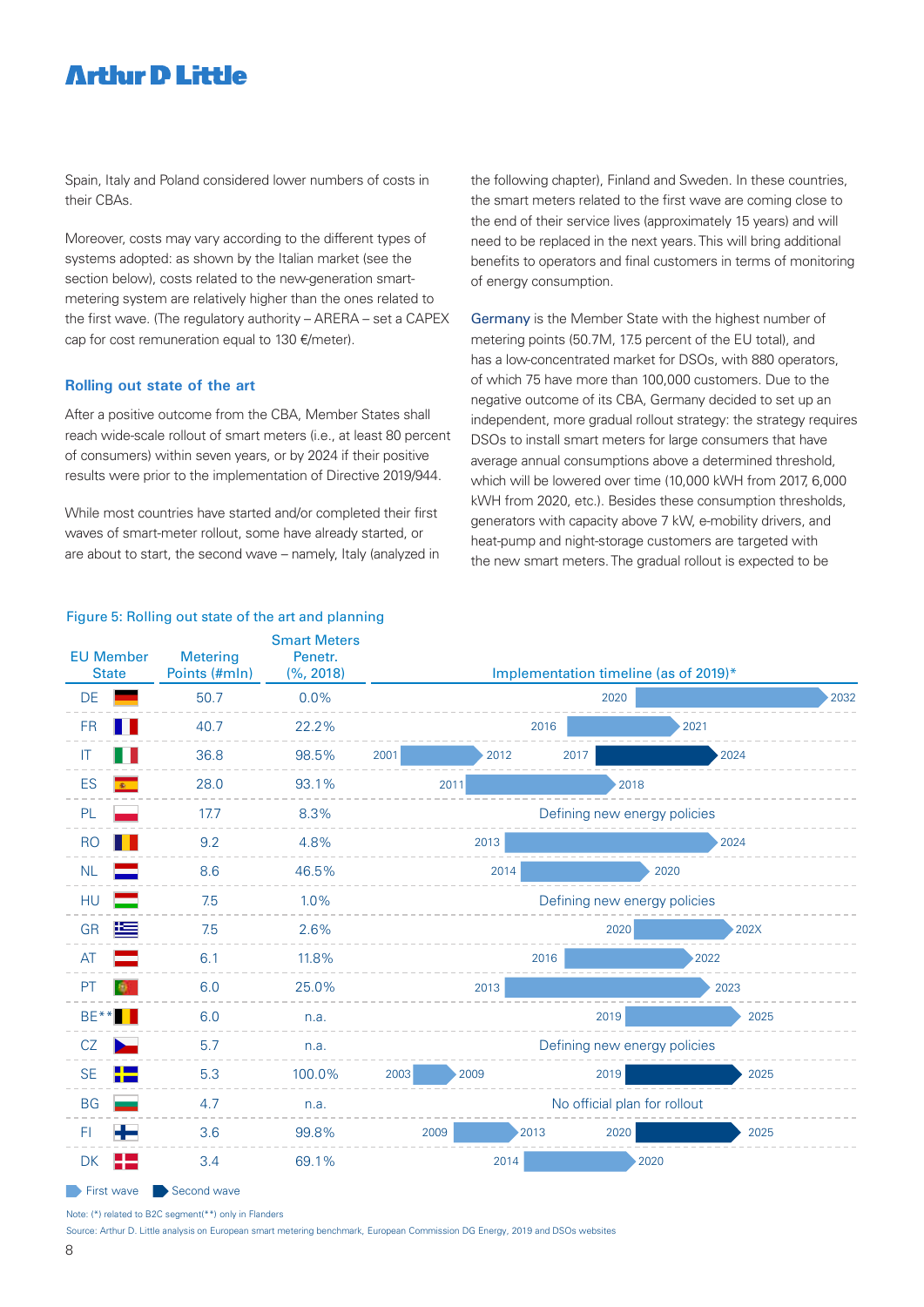Spain, Italy and Poland considered lower numbers of costs in their CBAs.

Moreover, costs may vary according to the different types of systems adopted: as shown by the Italian market (see the section below), costs related to the new-generation smart-metering system are relatively higher than the ones related to the first wave. (The regulatory authority – ARERA – set a CAPEX cap for cost remuneration equal to 130 €/meter).

### Rolling out state of the art

After a positive outcome from the CBA, Member States shall reach wide-scale rollout of smart meters (i.e., at least 80 percent of consumers) within seven years, or by 2024 if their positive results were prior to the implementation of Directive 2019/944.

While most countries have started and/or completed their first waves of smart-meter rollout, some have already started, or are about to start, the second wave – namely, Italy (analyzed in the following chapter), Finland and Sweden. In these countries, the smart meters related to the first wave are coming close to the end of their service lives (approximately 15 years) and will need to be replaced in the next years. This will bring additional benefits to operators and final customers in terms of monitoring of energy consumption.

Germany is the Member State with the highest number of metering points (50.7M, 17.5 percent of the EU total), and has a low-concentrated market for DSOs, with 880 operators, of which 75 have more than 100,000 customers. Due to the negative outcome of its CBA, Germany decided to set up an independent, more gradual rollout strategy: the strategy requires DSOs to install smart meters for large consumers that have average annual consumptions above a determined threshold, which will be lowered over time (10,000 kWH from 2017, 6,000 kWH from 2020, etc.). Besides these consumption thresholds, generators with capacity above 7 kW, e-mobility drivers, and heat-pump and night-storage customers are targeted with the new smart meters. The gradual rollout is expected to be

Figure 5: Rolling out state of the art and planning

| EU Member State | Metering Points (#mln) | Smart Meters Penetr. (%, 2018) | Implementation timeline (as of 2019)* |
|---|---|---|---|
| DE | 50.7 | 0.0% | First wave: 2020–2032 |
| FR | 40.7 | 22.2% | First wave: 2016–2021 |
| IT | 36.8 | 98.5% | First wave: 2001–2012; Second wave: 2017–2024 |
| ES | 28.0 | 93.1% | First wave: 2011–2018 |
| PL | 17.7 | 8.3% | Defining new energy policies |
| RO | 9.2 | 4.8% | First wave: 2013–2024 |
| NL | 8.6 | 46.5% | First wave: 2014–2020 |
| HU | 7.5 | 1.0% | Defining new energy policies |
| GR | 7.5 | 2.6% | First wave: 2020–202X |
| AT | 6.1 | 11.8% | First wave: 2016–2022 |
| PT | 6.0 | 25.0% | First wave: 2013–2023 |
| BE** | 6.0 | n.a. | First wave: 2019–2025 |
| CZ | 5.7 | n.a. | Defining new energy policies |
| SE | 5.3 | 100.0% | First wave: 2003–2009; Second wave: 2019–2025 |
| BG | 4.7 | n.a. | No official plan for rollout |
| FI | 3.6 | 99.8% | First wave: 2009–2013; Second wave: 2020–2025 |
| DK | 3.4 | 69.1% | First wave: 2014–2020 |

First wave / Second wave

Note: (*) related to B2C segment(**) only in Flanders

Source: Arthur D. Little analysis on European smart metering benchmark, European Commission DG Energy, 2019 and DSOs websites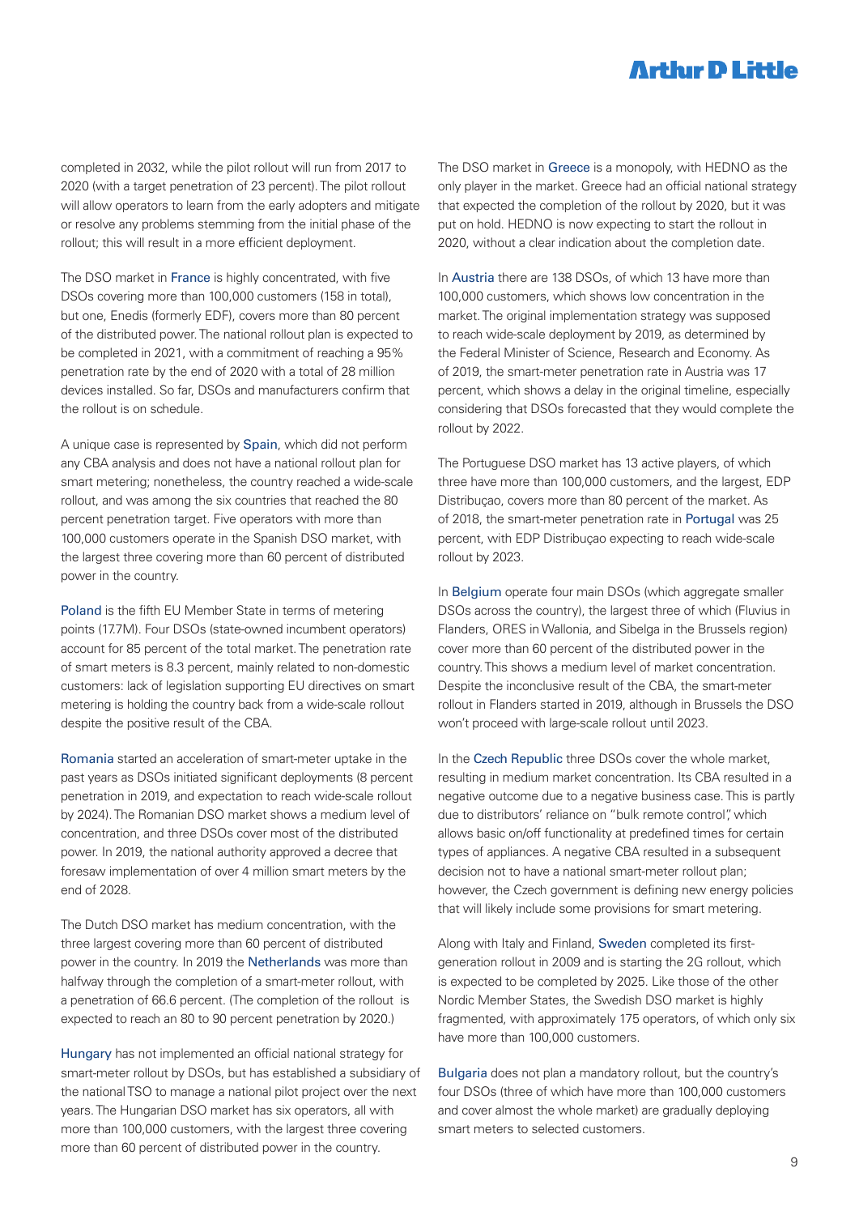completed in 2032, while the pilot rollout will run from 2017 to 2020 (with a target penetration of 23 percent). The pilot rollout will allow operators to learn from the early adopters and mitigate or resolve any problems stemming from the initial phase of the rollout; this will result in a more efficient deployment.

The DSO market in France is highly concentrated, with five DSOs covering more than 100,000 customers (158 in total), but one, Enedis (formerly EDF), covers more than 80 percent of the distributed power. The national rollout plan is expected to be completed in 2021, with a commitment of reaching a 95% penetration rate by the end of 2020 with a total of 28 million devices installed. So far, DSOs and manufacturers confirm that the rollout is on schedule.

A unique case is represented by Spain, which did not perform any CBA analysis and does not have a national rollout plan for smart metering; nonetheless, the country reached a wide-scale rollout, and was among the six countries that reached the 80 percent penetration target. Five operators with more than 100,000 customers operate in the Spanish DSO market, with the largest three covering more than 60 percent of distributed power in the country.

Poland is the fifth EU Member State in terms of metering points (17.7M). Four DSOs (state-owned incumbent operators) account for 85 percent of the total market. The penetration rate of smart meters is 8.3 percent, mainly related to non-domestic customers: lack of legislation supporting EU directives on smart metering is holding the country back from a wide-scale rollout despite the positive result of the CBA.

Romania started an acceleration of smart-meter uptake in the past years as DSOs initiated significant deployments (8 percent penetration in 2019, and expectation to reach wide-scale rollout by 2024). The Romanian DSO market shows a medium level of concentration, and three DSOs cover most of the distributed power. In 2019, the national authority approved a decree that foresaw implementation of over 4 million smart meters by the end of 2028.

The Dutch DSO market has medium concentration, with the three largest covering more than 60 percent of distributed power in the country. In 2019 the Netherlands was more than halfway through the completion of a smart-meter rollout, with a penetration of 66.6 percent. (The completion of the rollout is expected to reach an 80 to 90 percent penetration by 2020.)

Hungary has not implemented an official national strategy for smart-meter rollout by DSOs, but has established a subsidiary of the national TSO to manage a national pilot project over the next years. The Hungarian DSO market has six operators, all with more than 100,000 customers, with the largest three covering more than 60 percent of distributed power in the country.

The DSO market in Greece is a monopoly, with HEDNO as the only player in the market. Greece had an official national strategy that expected the completion of the rollout by 2020, but it was put on hold. HEDNO is now expecting to start the rollout in 2020, without a clear indication about the completion date.

In Austria there are 138 DSOs, of which 13 have more than 100,000 customers, which shows low concentration in the market. The original implementation strategy was supposed to reach wide-scale deployment by 2019, as determined by the Federal Minister of Science, Research and Economy. As of 2019, the smart-meter penetration rate in Austria was 17 percent, which shows a delay in the original timeline, especially considering that DSOs forecasted that they would complete the rollout by 2022.

The Portuguese DSO market has 13 active players, of which three have more than 100,000 customers, and the largest, EDP Distribuçao, covers more than 80 percent of the market. As of 2018, the smart-meter penetration rate in Portugal was 25 percent, with EDP Distribuçao expecting to reach wide-scale rollout by 2023.

In Belgium operate four main DSOs (which aggregate smaller DSOs across the country), the largest three of which (Fluvius in Flanders, ORES in Wallonia, and Sibelga in the Brussels region) cover more than 60 percent of the distributed power in the country. This shows a medium level of market concentration. Despite the inconclusive result of the CBA, the smart-meter rollout in Flanders started in 2019, although in Brussels the DSO won't proceed with large-scale rollout until 2023.

In the Czech Republic three DSOs cover the whole market, resulting in medium market concentration. Its CBA resulted in a negative outcome due to a negative business case. This is partly due to distributors' reliance on "bulk remote control", which allows basic on/off functionality at predefined times for certain types of appliances. A negative CBA resulted in a subsequent decision not to have a national smart-meter rollout plan; however, the Czech government is defining new energy policies that will likely include some provisions for smart metering.

Along with Italy and Finland, Sweden completed its first-generation rollout in 2009 and is starting the 2G rollout, which is expected to be completed by 2025. Like those of the other Nordic Member States, the Swedish DSO market is highly fragmented, with approximately 175 operators, of which only six have more than 100,000 customers.

Bulgaria does not plan a mandatory rollout, but the country's four DSOs (three of which have more than 100,000 customers and cover almost the whole market) are gradually deploying smart meters to selected customers.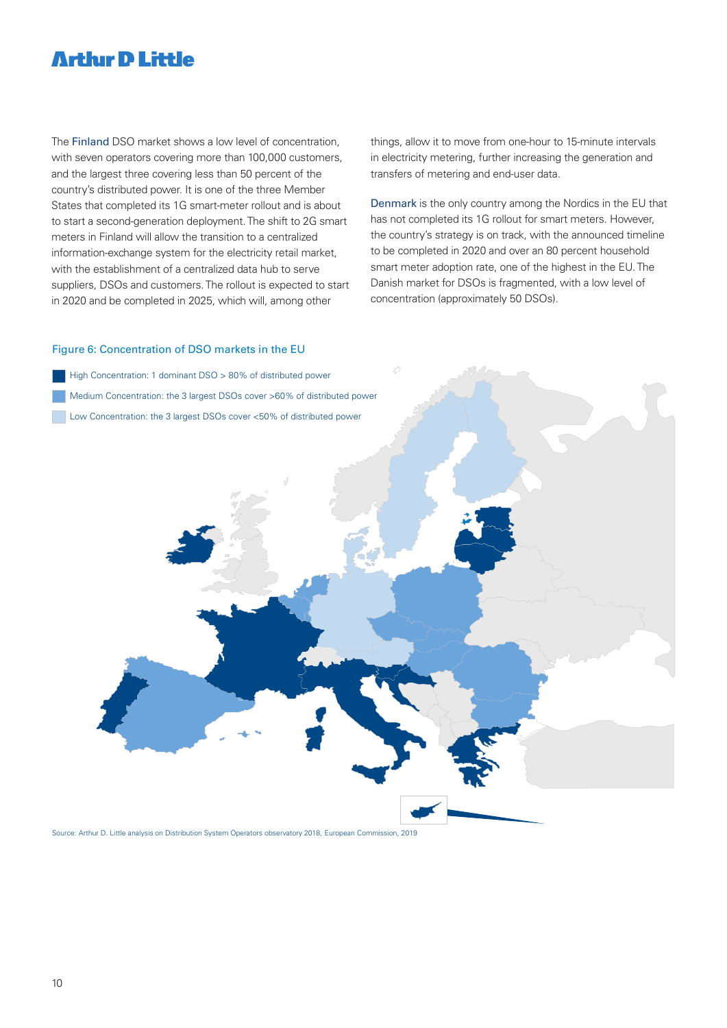The Finland DSO market shows a low level of concentration, with seven operators covering more than 100,000 customers, and the largest three covering less than 50 percent of the country's distributed power. It is one of the three Member States that completed its 1G smart-meter rollout and is about to start a second-generation deployment. The shift to 2G smart meters in Finland will allow the transition to a centralized information-exchange system for the electricity retail market, with the establishment of a centralized data hub to serve suppliers, DSOs and customers. The rollout is expected to start in 2020 and be completed in 2025, which will, among other things, allow it to move from one-hour to 15-minute intervals in electricity metering, further increasing the generation and transfers of metering and end-user data.

Denmark is the only country among the Nordics in the EU that has not completed its 1G rollout for smart meters. However, the country's strategy is on track, with the announced timeline to be completed in 2020 and over an 80 percent household smart meter adoption rate, one of the highest in the EU. The Danish market for DSOs is fragmented, with a low level of concentration (approximately 50 DSOs).

Figure 6: Concentration of DSO markets in the EU

High Concentration: 1 dominant DSO > 80% of distributed power

Medium Concentration: the 3 largest DSOs cover >60% of distributed power

Low Concentration: the 3 largest DSOs cover <50% of distributed power

Source: Arthur D. Little analysis on Distribution System Operators observatory 2018, European Commission, 2019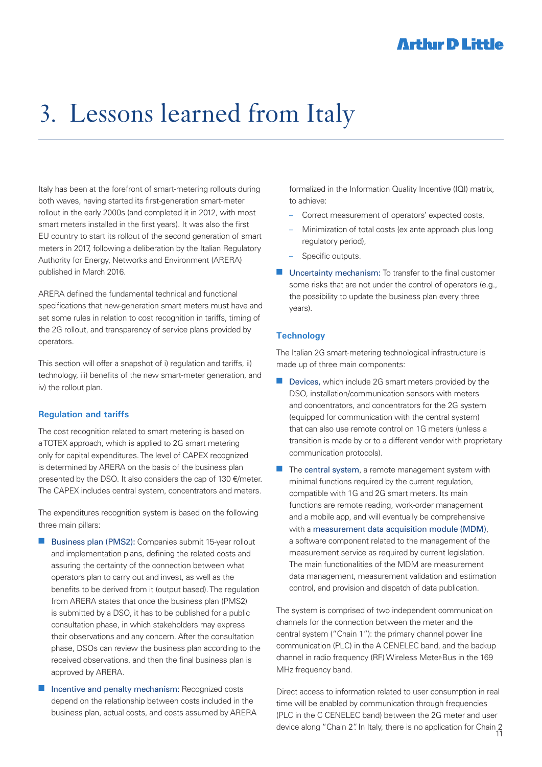# 3. Lessons learned from Italy

Italy has been at the forefront of smart-metering rollouts during both waves, having started its first-generation smart-meter rollout in the early 2000s (and completed it in 2012, with most smart meters installed in the first years). It was also the first EU country to start its rollout of the second generation of smart meters in 2017, following a deliberation by the Italian Regulatory Authority for Energy, Networks and Environment (ARERA) published in March 2016.

ARERA defined the fundamental technical and functional specifications that new-generation smart meters must have and set some rules in relation to cost recognition in tariffs, timing of the 2G rollout, and transparency of service plans provided by operators.

This section will offer a snapshot of i) regulation and tariffs, ii) technology, iii) benefits of the new smart-meter generation, and iv) the rollout plan.

### Regulation and tariffs

The cost recognition related to smart metering is based on a TOTEX approach, which is applied to 2G smart metering only for capital expenditures. The level of CAPEX recognized is determined by ARERA on the basis of the business plan presented by the DSO. It also considers the cap of 130 €/meter. The CAPEX includes central system, concentrators and meters.

The expenditures recognition system is based on the following three main pillars:

- Business plan (PMS2): Companies submit 15-year rollout and implementation plans, defining the related costs and assuring the certainty of the connection between what operators plan to carry out and invest, as well as the benefits to be derived from it (output based). The regulation from ARERA states that once the business plan (PMS2) is submitted by a DSO, it has to be published for a public consultation phase, in which stakeholders may express their observations and any concern. After the consultation phase, DSOs can review the business plan according to the received observations, and then the final business plan is approved by ARERA.
- Incentive and penalty mechanism: Recognized costs depend on the relationship between costs included in the business plan, actual costs, and costs assumed by ARERA formalized in the Information Quality Incentive (IQI) matrix, to achieve:
  - Correct measurement of operators' expected costs,
  - Minimization of total costs (ex ante approach plus long regulatory period),
  - Specific outputs.
- Uncertainty mechanism: To transfer to the final customer some risks that are not under the control of operators (e.g., the possibility to update the business plan every three years).

### Technology

The Italian 2G smart-metering technological infrastructure is made up of three main components:

- Devices, which include 2G smart meters provided by the DSO, installation/communication sensors with meters and concentrators, and concentrators for the 2G system (equipped for communication with the central system) that can also use remote control on 1G meters (unless a transition is made by or to a different vendor with proprietary communication protocols).
- The central system, a remote management system with minimal functions required by the current regulation, compatible with 1G and 2G smart meters. Its main functions are remote reading, work-order management and a mobile app, and will eventually be comprehensive with a measurement data acquisition module (MDM), a software component related to the management of the measurement service as required by current legislation. The main functionalities of the MDM are measurement data management, measurement validation and estimation control, and provision and dispatch of data publication.

The system is comprised of two independent communication channels for the connection between the meter and the central system ("Chain 1"): the primary channel power line communication (PLC) in the A CENELEC band, and the backup channel in radio frequency (RF) Wireless Meter-Bus in the 169 MHz frequency band.

Direct access to information related to user consumption in real time will be enabled by communication through frequencies (PLC in the C CENELEC band) between the 2G meter and user device along "Chain 2". In Italy, there is no application for Chain 2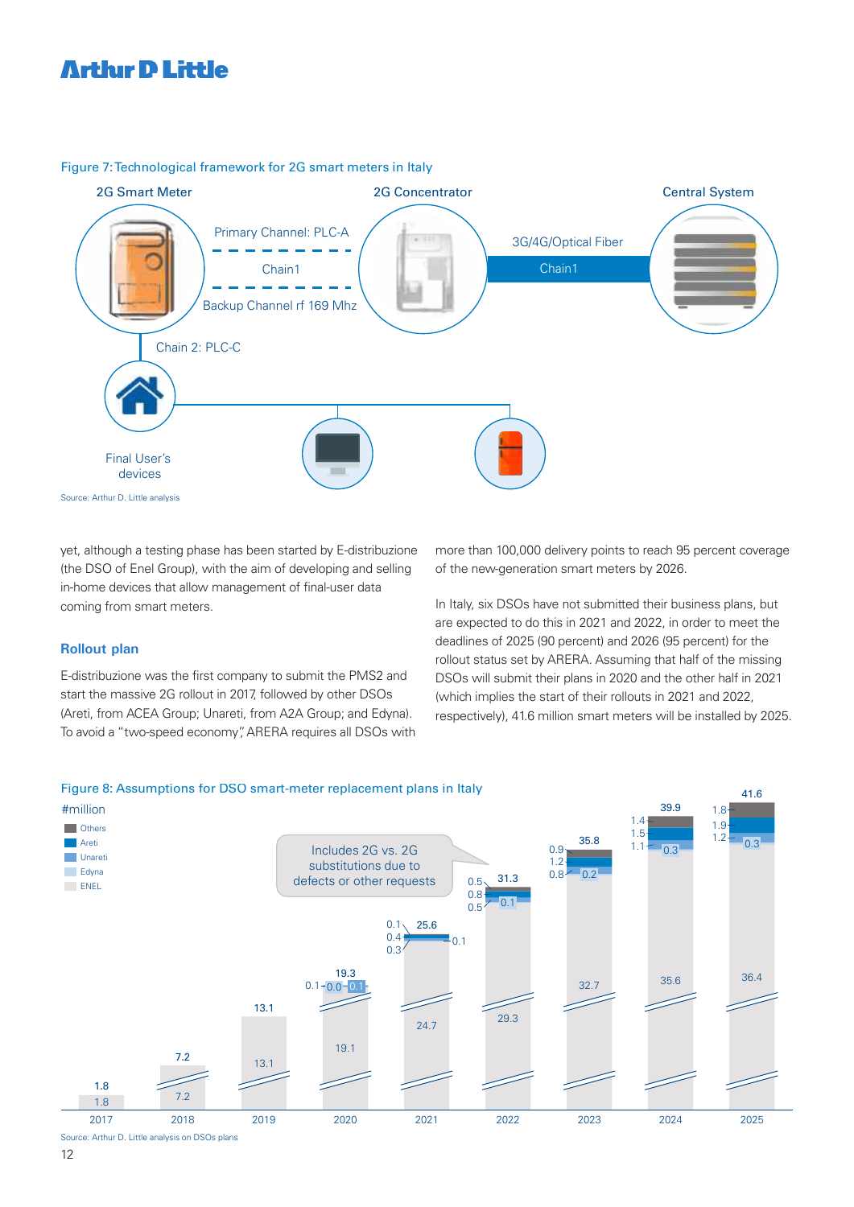Figure 7: Technological framework for 2G smart meters in Italy

2G Smart Meter

2G Concentrator

Central System

Primary Channel: PLC-A

Chain1

Backup Channel rf 169 Mhz

3G/4G/Optical Fiber

Chain1

Chain 2: PLC-C

Final User's devices

Source: Arthur D. Little analysis

yet, although a testing phase has been started by E-distribuzione (the DSO of Enel Group), with the aim of developing and selling in-home devices that allow management of final-user data coming from smart meters.

## Rollout plan

E-distribuzione was the first company to submit the PMS2 and start the massive 2G rollout in 2017, followed by other DSOs (Areti, from ACEA Group; Unareti, from A2A Group; and Edyna). To avoid a "two-speed economy", ARERA requires all DSOs with more than 100,000 delivery points to reach 95 percent coverage of the new-generation smart meters by 2026.

In Italy, six DSOs have not submitted their business plans, but are expected to do this in 2021 and 2022, in order to meet the deadlines of 2025 (90 percent) and 2026 (95 percent) for the rollout status set by ARERA. Assuming that half of the missing DSOs will submit their plans in 2020 and the other half in 2021 (which implies the start of their rollouts in 2021 and 2022, respectively), 41.6 million smart meters will be installed by 2025.

Figure 8: Assumptions for DSO smart-meter replacement plans in Italy

#million

Others
Areti
Unareti
Edyna
ENEL

Includes 2G vs. 2G substitutions due to defects or other requests

2017: 1.8 (ENEL 1.8)

2018: 7.2 (ENEL 7.2)

2019: 13.1 (ENEL 13.1)

2020: 19.3 (ENEL 19.1; 0.1, 0.0, 0.1)

2021: 25.6 (ENEL 24.7; 0.1, 0.4, 0.3, 0.1)

2022: 31.3 (ENEL 29.3; 0.5, 0.8, 0.5, 0.1)

2023: 35.8 (ENEL 32.7; 0.9, 1.2, 0.8, 0.2)

2024: 39.9 (ENEL 35.6; 1.4, 1.5, 1.1, 0.3)

2025: 41.6 (ENEL 36.4; 1.8, 1.9, 1.2, 0.3)

Source: Arthur D. Little analysis on DSOs plans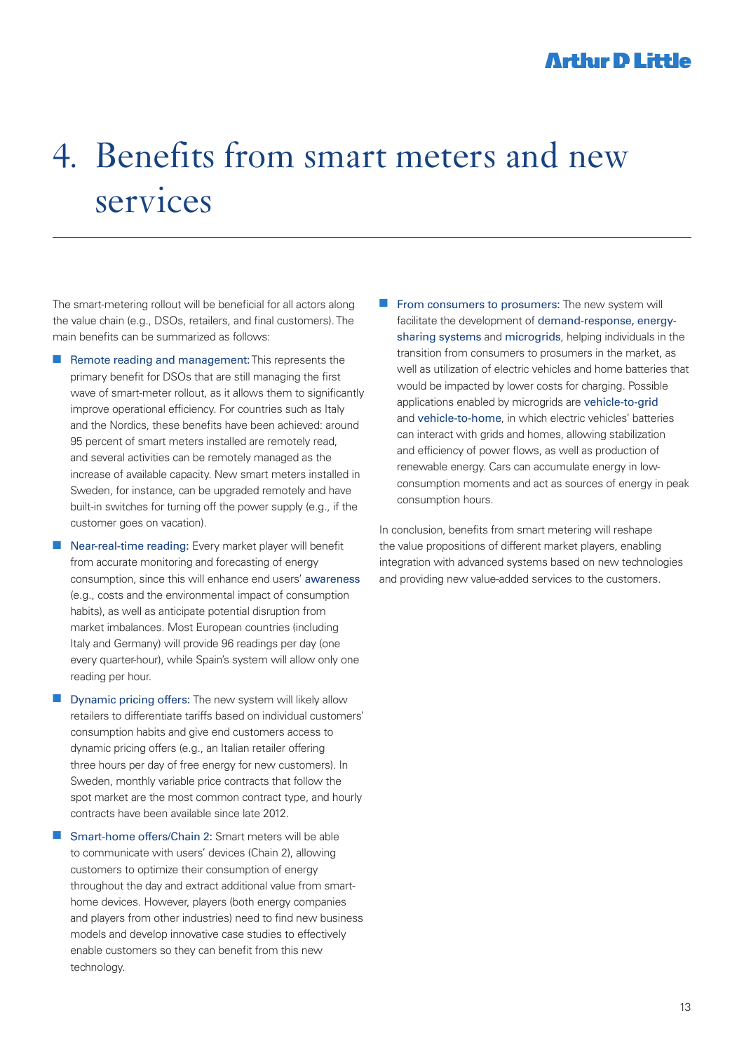# 4. Benefits from smart meters and new services

The smart-metering rollout will be beneficial for all actors along the value chain (e.g., DSOs, retailers, and final customers). The main benefits can be summarized as follows:

- **Remote reading and management:** This represents the primary benefit for DSOs that are still managing the first wave of smart-meter rollout, as it allows them to significantly improve operational efficiency. For countries such as Italy and the Nordics, these benefits have been achieved: around 95 percent of smart meters installed are remotely read, and several activities can be remotely managed as the increase of available capacity. New smart meters installed in Sweden, for instance, can be upgraded remotely and have built-in switches for turning off the power supply (e.g., if the customer goes on vacation).
- **Near-real-time reading:** Every market player will benefit from accurate monitoring and forecasting of energy consumption, since this will enhance end users' awareness (e.g., costs and the environmental impact of consumption habits), as well as anticipate potential disruption from market imbalances. Most European countries (including Italy and Germany) will provide 96 readings per day (one every quarter-hour), while Spain's system will allow only one reading per hour.
- **Dynamic pricing offers:** The new system will likely allow retailers to differentiate tariffs based on individual customers' consumption habits and give end customers access to dynamic pricing offers (e.g., an Italian retailer offering three hours per day of free energy for new customers). In Sweden, monthly variable price contracts that follow the spot market are the most common contract type, and hourly contracts have been available since late 2012.
- **Smart-home offers/Chain 2:** Smart meters will be able to communicate with users' devices (Chain 2), allowing customers to optimize their consumption of energy throughout the day and extract additional value from smart-home devices. However, players (both energy companies and players from other industries) need to find new business models and develop innovative case studies to effectively enable customers so they can benefit from this new technology.
- **From consumers to prosumers:** The new system will facilitate the development of demand-response, energy-sharing systems and microgrids, helping individuals in the transition from consumers to prosumers in the market, as well as utilization of electric vehicles and home batteries that would be impacted by lower costs for charging. Possible applications enabled by microgrids are vehicle-to-grid and vehicle-to-home, in which electric vehicles' batteries can interact with grids and homes, allowing stabilization and efficiency of power flows, as well as production of renewable energy. Cars can accumulate energy in low-consumption moments and act as sources of energy in peak consumption hours.

In conclusion, benefits from smart metering will reshape the value propositions of different market players, enabling integration with advanced systems based on new technologies and providing new value-added services to the customers.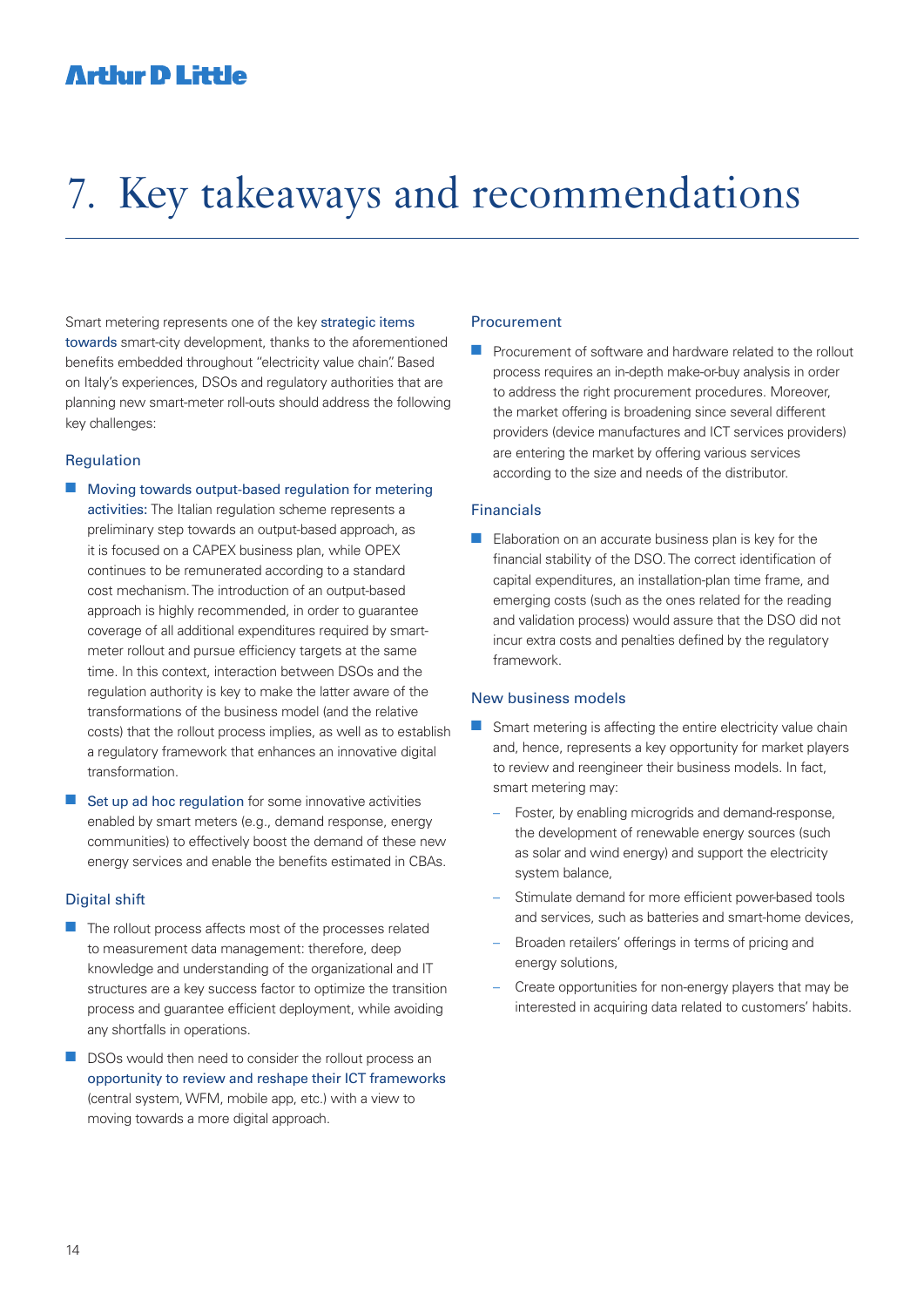# 7. Key takeaways and recommendations

Smart metering represents one of the key strategic items towards smart-city development, thanks to the aforementioned benefits embedded throughout "electricity value chain". Based on Italy's experiences, DSOs and regulatory authorities that are planning new smart-meter roll-outs should address the following key challenges:

## Regulation

- Moving towards output-based regulation for metering activities: The Italian regulation scheme represents a preliminary step towards an output-based approach, as it is focused on a CAPEX business plan, while OPEX continues to be remunerated according to a standard cost mechanism. The introduction of an output-based approach is highly recommended, in order to guarantee coverage of all additional expenditures required by smart-meter rollout and pursue efficiency targets at the same time. In this context, interaction between DSOs and the regulation authority is key to make the latter aware of the transformations of the business model (and the relative costs) that the rollout process implies, as well as to establish a regulatory framework that enhances an innovative digital transformation.
- Set up ad hoc regulation for some innovative activities enabled by smart meters (e.g., demand response, energy communities) to effectively boost the demand of these new energy services and enable the benefits estimated in CBAs.

## Digital shift

- The rollout process affects most of the processes related to measurement data management: therefore, deep knowledge and understanding of the organizational and IT structures are a key success factor to optimize the transition process and guarantee efficient deployment, while avoiding any shortfalls in operations.
- DSOs would then need to consider the rollout process an opportunity to review and reshape their ICT frameworks (central system, WFM, mobile app, etc.) with a view to moving towards a more digital approach.

## Procurement

- Procurement of software and hardware related to the rollout process requires an in-depth make-or-buy analysis in order to address the right procurement procedures. Moreover, the market offering is broadening since several different providers (device manufactures and ICT services providers) are entering the market by offering various services according to the size and needs of the distributor.

## Financials

- Elaboration on an accurate business plan is key for the financial stability of the DSO. The correct identification of capital expenditures, an installation-plan time frame, and emerging costs (such as the ones related for the reading and validation process) would assure that the DSO did not incur extra costs and penalties defined by the regulatory framework.

## New business models

- Smart metering is affecting the entire electricity value chain and, hence, represents a key opportunity for market players to review and reengineer their business models. In fact, smart metering may:
  - Foster, by enabling microgrids and demand-response, the development of renewable energy sources (such as solar and wind energy) and support the electricity system balance,
  - Stimulate demand for more efficient power-based tools and services, such as batteries and smart-home devices,
  - Broaden retailers' offerings in terms of pricing and energy solutions,
  - Create opportunities for non-energy players that may be interested in acquiring data related to customers' habits.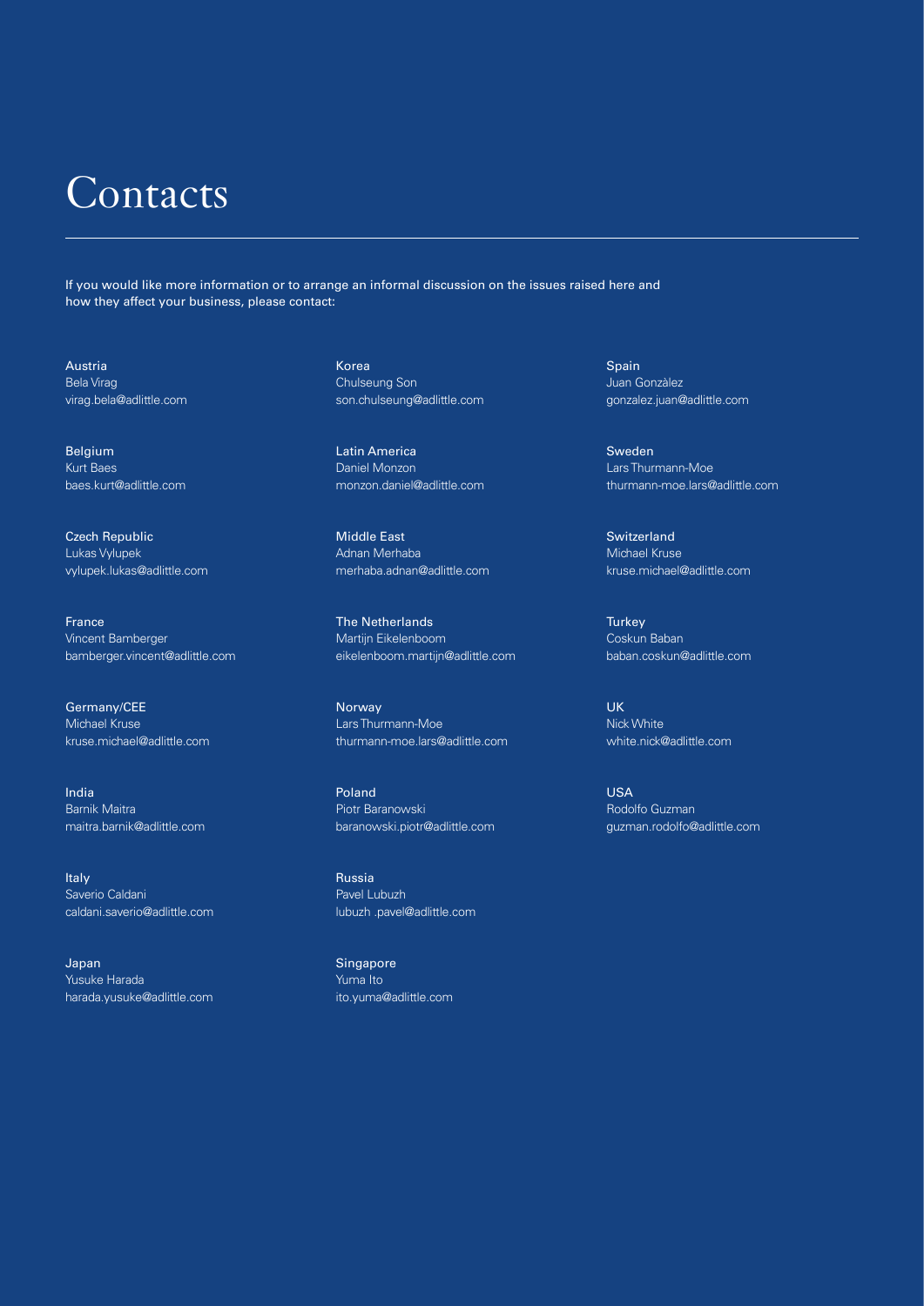# Contacts

If you would like more information or to arrange an informal discussion on the issues raised here and how they affect your business, please contact:

Austria
Bela Virag
virag.bela@adlittle.com

Belgium
Kurt Baes
baes.kurt@adlittle.com

Czech Republic
Lukas Vylupek
vylupek.lukas@adlittle.com

France
Vincent Bamberger
bamberger.vincent@adlittle.com

Germany/CEE
Michael Kruse
kruse.michael@adlittle.com

India
Barnik Maitra
maitra.barnik@adlittle.com

Italy
Saverio Caldani
caldani.saverio@adlittle.com

Japan
Yusuke Harada
harada.yusuke@adlittle.com

Korea
Chulseung Son
son.chulseung@adlittle.com

Latin America
Daniel Monzon
monzon.daniel@adlittle.com

Middle East
Adnan Merhaba
merhaba.adnan@adlittle.com

The Netherlands
Martijn Eikelenboom
eikelenboom.martijn@adlittle.com

Norway
Lars Thurmann-Moe
thurmann-moe.lars@adlittle.com

Poland
Piotr Baranowski
baranowski.piotr@adlittle.com

Russia
Pavel Lubuzh
lubuzh .pavel@adlittle.com

Singapore
Yuma Ito
ito.yuma@adlittle.com

Spain
Juan Gonzàlez
gonzalez.juan@adlittle.com

Sweden
Lars Thurmann-Moe
thurmann-moe.lars@adlittle.com

Switzerland
Michael Kruse
kruse.michael@adlittle.com

Turkey
Coskun Baban
baban.coskun@adlittle.com

UK
Nick White
white.nick@adlittle.com

USA
Rodolfo Guzman
guzman.rodolfo@adlittle.com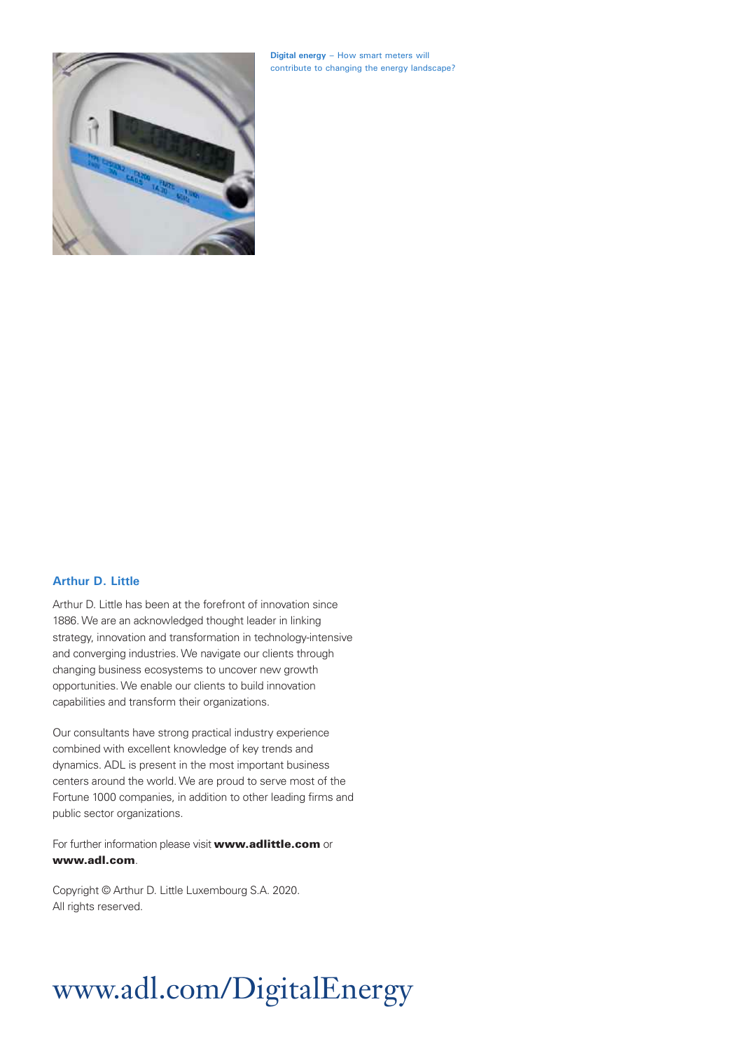**Digital energy** – How smart meters will contribute to changing the energy landscape?

### Arthur D. Little

Arthur D. Little has been at the forefront of innovation since 1886. We are an acknowledged thought leader in linking strategy, innovation and transformation in technology-intensive and converging industries. We navigate our clients through changing business ecosystems to uncover new growth opportunities. We enable our clients to build innovation capabilities and transform their organizations.

Our consultants have strong practical industry experience combined with excellent knowledge of key trends and dynamics. ADL is present in the most important business centers around the world. We are proud to serve most of the Fortune 1000 companies, in addition to other leading firms and public sector organizations.

For further information please visit **www.adlittle.com** or **www.adl.com**.

Copyright © Arthur D. Little Luxembourg S.A. 2020.
All rights reserved.

www.adl.com/DigitalEnergy